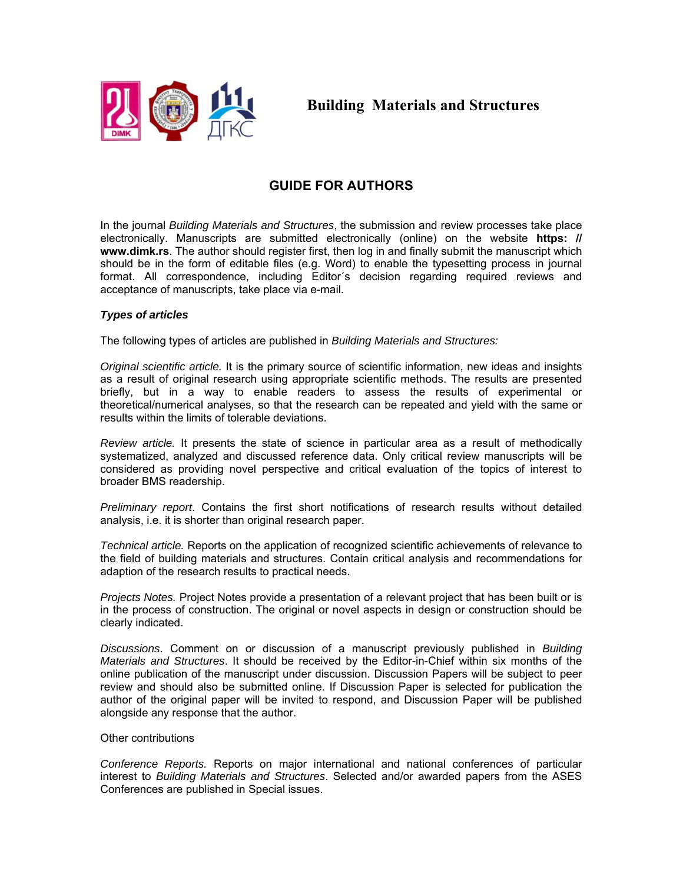# Building Materials and Structures

## GUIDE FOR AUTHORS

In the journal *Building Materials and Structures*, the submission and review processes take place electronically. Manuscripts are submitted electronically (online) on the website **https: // www.dimk.rs**. The author should register first, then log in and finally submit the manuscript which should be in the form of editable files (e.g. Word) to enable the typesetting process in journal format. All correspondence, including Editor´s decision regarding required reviews and acceptance of manuscripts, take place via e-mail.

### *Types of articles*

The following types of articles are published in *Building Materials and Structures:*

*Original scientific article.* It is the primary source of scientific information, new ideas and insights as a result of original research using appropriate scientific methods. The results are presented briefly, but in a way to enable readers to assess the results of experimental or theoretical/numerical analyses, so that the research can be repeated and yield with the same or results within the limits of tolerable deviations.

*Review article.* It presents the state of science in particular area as a result of methodically systematized, analyzed and discussed reference data. Only critical review manuscripts will be considered as providing novel perspective and critical evaluation of the topics of interest to broader BMS readership.

*Preliminary report*. Contains the first short notifications of research results without detailed analysis, i.e. it is shorter than original research paper.

*Technical article.* Reports on the application of recognized scientific achievements of relevance to the field of building materials and structures. Contain critical analysis and recommendations for adaption of the research results to practical needs.

*Projects Notes.* Project Notes provide a presentation of a relevant project that has been built or is in the process of construction. The original or novel aspects in design or construction should be clearly indicated.

*Discussions*. Comment on or discussion of a manuscript previously published in *Building Materials and Structures*. It should be received by the Editor-in-Chief within six months of the online publication of the manuscript under discussion. Discussion Papers will be subject to peer review and should also be submitted online. If Discussion Paper is selected for publication the author of the original paper will be invited to respond, and Discussion Paper will be published alongside any response that the author.

Other contributions

*Conference Reports.* Reports on major international and national conferences of particular interest to *Building Materials and Structures*. Selected and/or awarded papers from the ASES Conferences are published in Special issues.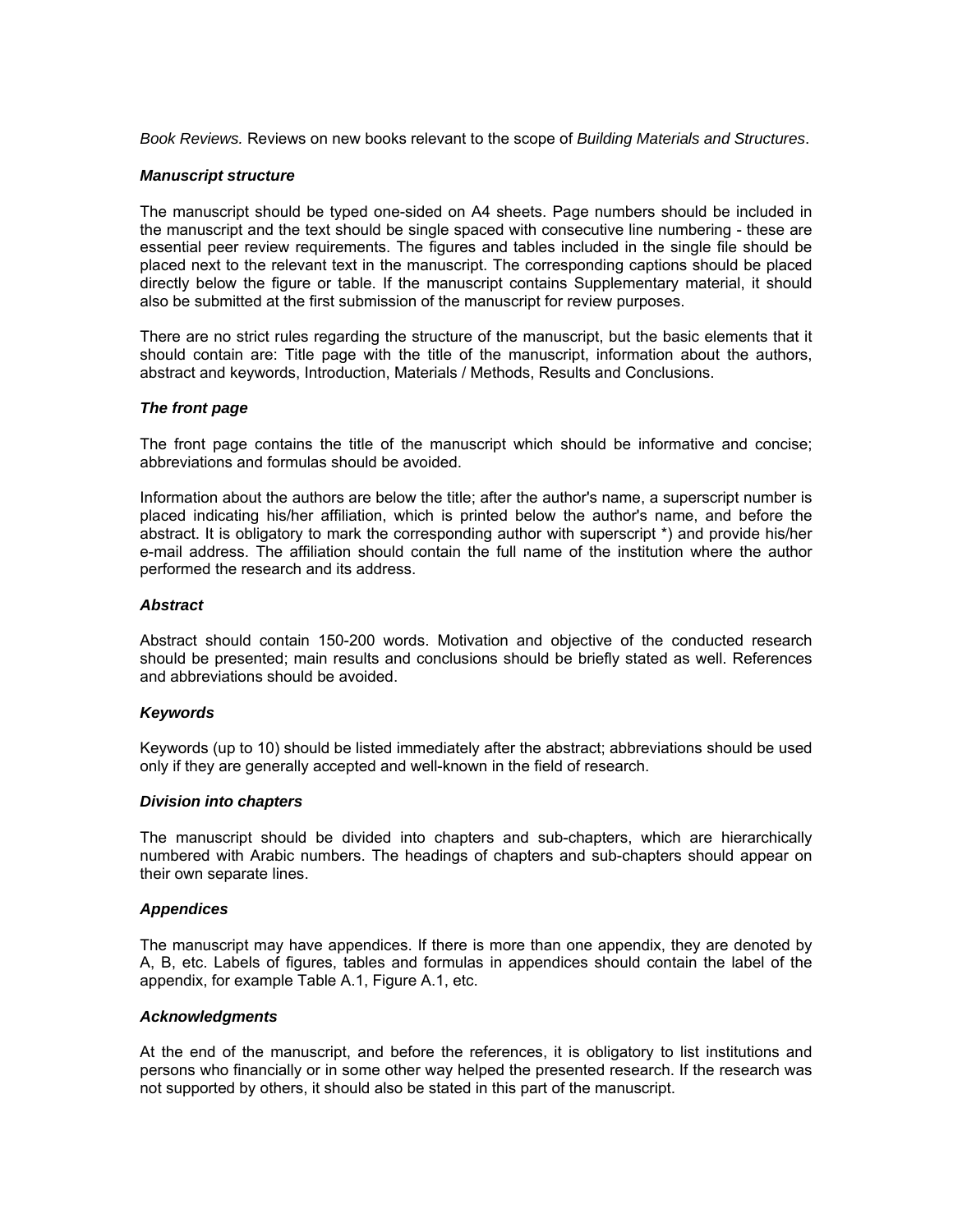*Book Reviews.* Reviews on new books relevant to the scope of *Building Materials and Structures*.

### ***Manuscript structure***

The manuscript should be typed one-sided on A4 sheets. Page numbers should be included in the manuscript and the text should be single spaced with consecutive line numbering - these are essential peer review requirements. The figures and tables included in the single file should be placed next to the relevant text in the manuscript. The corresponding captions should be placed directly below the figure or table. If the manuscript contains Supplementary material, it should also be submitted at the first submission of the manuscript for review purposes.

There are no strict rules regarding the structure of the manuscript, but the basic elements that it should contain are: Title page with the title of the manuscript, information about the authors, abstract and keywords, Introduction, Materials / Methods, Results and Conclusions.

### ***The front page***

The front page contains the title of the manuscript which should be informative and concise; abbreviations and formulas should be avoided.

Information about the authors are below the title; after the author's name, a superscript number is placed indicating his/her affiliation, which is printed below the author's name, and before the abstract. It is obligatory to mark the corresponding author with superscript *) and provide his/her e-mail address. The affiliation should contain the full name of the institution where the author performed the research and its address.

### ***Abstract***

Abstract should contain 150-200 words. Motivation and objective of the conducted research should be presented; main results and conclusions should be briefly stated as well. References and abbreviations should be avoided.

### ***Keywords***

Keywords (up to 10) should be listed immediately after the abstract; abbreviations should be used only if they are generally accepted and well-known in the field of research.

### ***Division into chapters***

The manuscript should be divided into chapters and sub-chapters, which are hierarchically numbered with Arabic numbers. The headings of chapters and sub-chapters should appear on their own separate lines.

### ***Appendices***

The manuscript may have appendices. If there is more than one appendix, they are denoted by A, B, etc. Labels of figures, tables and formulas in appendices should contain the label of the appendix, for example Table A.1, Figure A.1, etc.

### ***Acknowledgments***

At the end of the manuscript, and before the references, it is obligatory to list institutions and persons who financially or in some other way helped the presented research. If the research was not supported by others, it should also be stated in this part of the manuscript.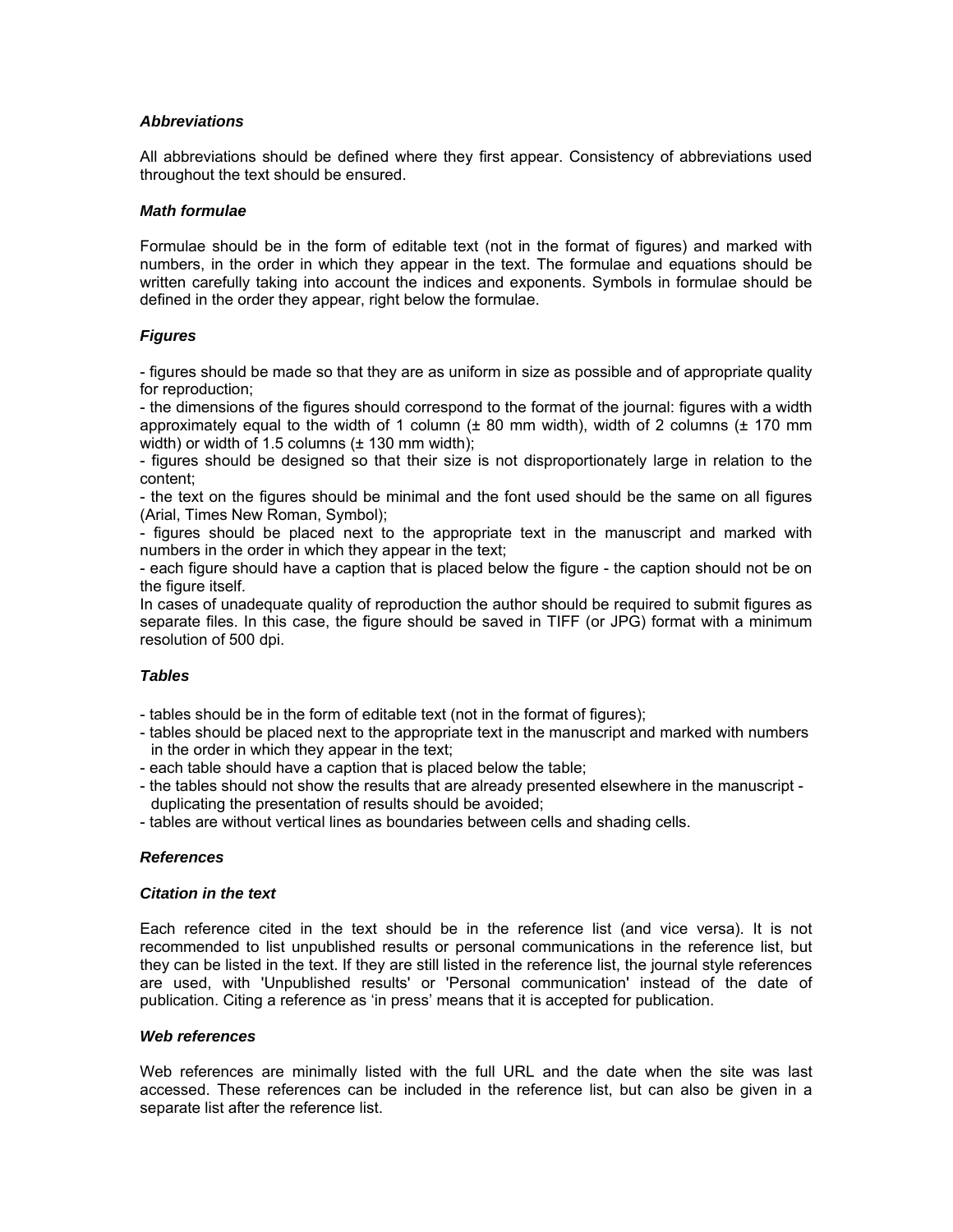### *Abbreviations*

All abbreviations should be defined where they first appear. Consistency of abbreviations used throughout the text should be ensured.

### *Math formulae*

Formulae should be in the form of editable text (not in the format of figures) and marked with numbers, in the order in which they appear in the text. The formulae and equations should be written carefully taking into account the indices and exponents. Symbols in formulae should be defined in the order they appear, right below the formulae.

### *Figures*

- figures should be made so that they are as uniform in size as possible and of appropriate quality for reproduction;
- the dimensions of the figures should correspond to the format of the journal: figures with a width approximately equal to the width of 1 column (± 80 mm width), width of 2 columns (± 170 mm width) or width of 1.5 columns (± 130 mm width);
- figures should be designed so that their size is not disproportionately large in relation to the content;
- the text on the figures should be minimal and the font used should be the same on all figures (Arial, Times New Roman, Symbol);
- figures should be placed next to the appropriate text in the manuscript and marked with numbers in the order in which they appear in the text;
- each figure should have a caption that is placed below the figure - the caption should not be on the figure itself.

In cases of unadequate quality of reproduction the author should be required to submit figures as separate files. In this case, the figure should be saved in TIFF (or JPG) format with a minimum resolution of 500 dpi.

### *Tables*

- tables should be in the form of editable text (not in the format of figures);
- tables should be placed next to the appropriate text in the manuscript and marked with numbers in the order in which they appear in the text;
- each table should have a caption that is placed below the table;
- the tables should not show the results that are already presented elsewhere in the manuscript - duplicating the presentation of results should be avoided;
- tables are without vertical lines as boundaries between cells and shading cells.

### *References*

### *Citation in the text*

Each reference cited in the text should be in the reference list (and vice versa). It is not recommended to list unpublished results or personal communications in the reference list, but they can be listed in the text. If they are still listed in the reference list, the journal style references are used, with 'Unpublished results' or 'Personal communication' instead of the date of publication. Citing a reference as 'in press' means that it is accepted for publication.

### *Web references*

Web references are minimally listed with the full URL and the date when the site was last accessed. These references can be included in the reference list, but can also be given in a separate list after the reference list.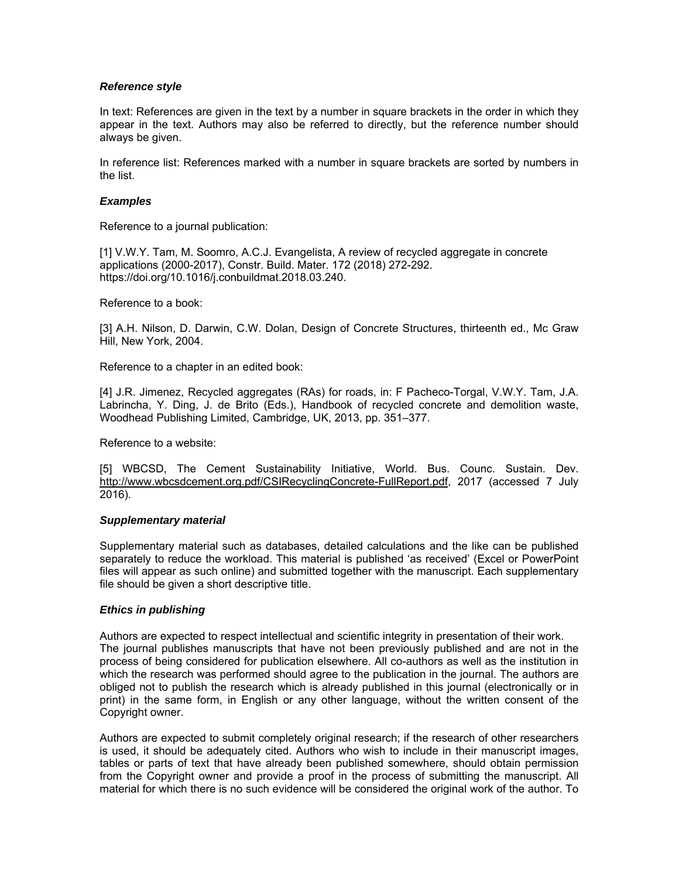### *Reference style*

In text: References are given in the text by a number in square brackets in the order in which they appear in the text. Authors may also be referred to directly, but the reference number should always be given.

In reference list: References marked with a number in square brackets are sorted by numbers in the list.

### *Examples*

Reference to a journal publication:

[1] V.W.Y. Tam, M. Soomro, A.C.J. Evangelista, A review of recycled aggregate in concrete applications (2000-2017), Constr. Build. Mater. 172 (2018) 272-292. https://doi.org/10.1016/j.conbuildmat.2018.03.240.

Reference to a book:

[3] A.H. Nilson, D. Darwin, C.W. Dolan, Design of Concrete Structures, thirteenth ed., Mc Graw Hill, New York, 2004.

Reference to a chapter in an edited book:

[4] J.R. Jimenez, Recycled aggregates (RAs) for roads, in: F Pacheco-Torgal, V.W.Y. Tam, J.A. Labrincha, Y. Ding, J. de Brito (Eds.), Handbook of recycled concrete and demolition waste, Woodhead Publishing Limited, Cambridge, UK, 2013, pp. 351–377.

Reference to a website:

[5] WBCSD, The Cement Sustainability Initiative, World. Bus. Counc. Sustain. Dev. http://www.wbcsdcement.org.pdf/CSIRecyclingConcrete-FullReport.pdf, 2017 (accessed 7 July 2016).

### *Supplementary material*

Supplementary material such as databases, detailed calculations and the like can be published separately to reduce the workload. This material is published 'as received' (Excel or PowerPoint files will appear as such online) and submitted together with the manuscript. Each supplementary file should be given a short descriptive title.

### *Ethics in publishing*

Authors are expected to respect intellectual and scientific integrity in presentation of their work. The journal publishes manuscripts that have not been previously published and are not in the process of being considered for publication elsewhere. All co-authors as well as the institution in which the research was performed should agree to the publication in the journal. The authors are obliged not to publish the research which is already published in this journal (electronically or in print) in the same form, in English or any other language, without the written consent of the Copyright owner.

Authors are expected to submit completely original research; if the research of other researchers is used, it should be adequately cited. Authors who wish to include in their manuscript images, tables or parts of text that have already been published somewhere, should obtain permission from the Copyright owner and provide a proof in the process of submitting the manuscript. All material for which there is no such evidence will be considered the original work of the author. To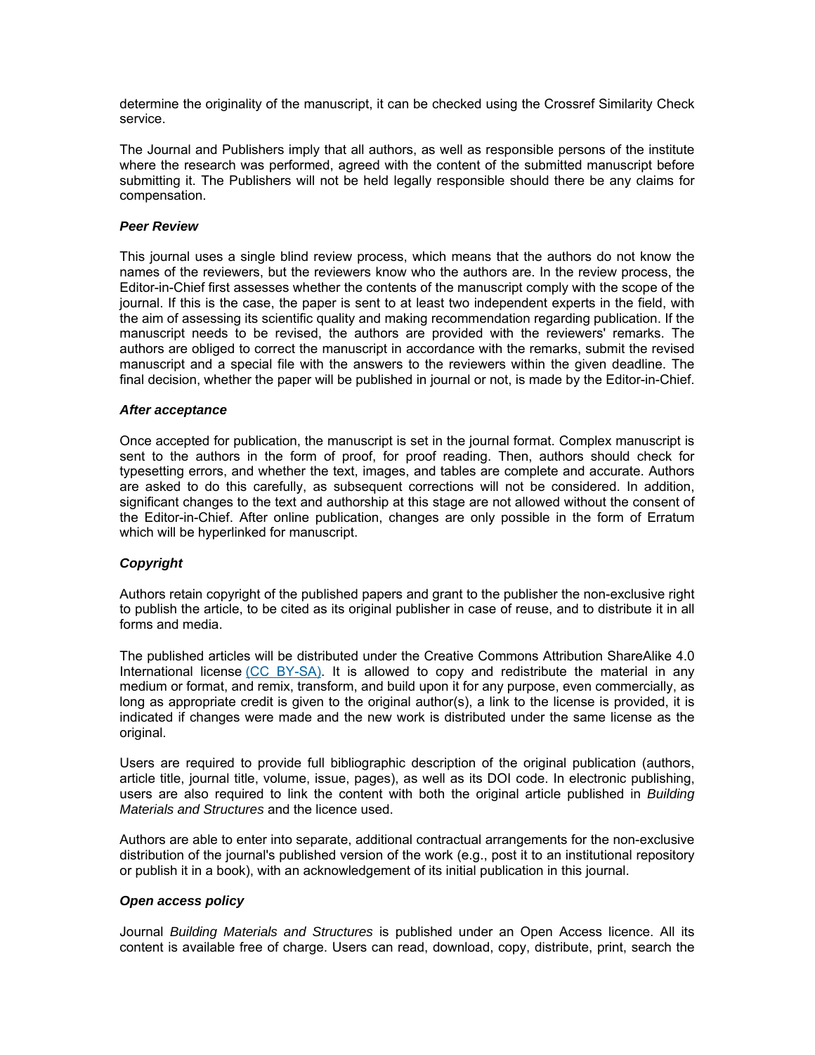determine the originality of the manuscript, it can be checked using the Crossref Similarity Check service.

The Journal and Publishers imply that all authors, as well as responsible persons of the institute where the research was performed, agreed with the content of the submitted manuscript before submitting it. The Publishers will not be held legally responsible should there be any claims for compensation.

### *Peer Review*

This journal uses a single blind review process, which means that the authors do not know the names of the reviewers, but the reviewers know who the authors are. In the review process, the Editor-in-Chief first assesses whether the contents of the manuscript comply with the scope of the journal. If this is the case, the paper is sent to at least two independent experts in the field, with the aim of assessing its scientific quality and making recommendation regarding publication. If the manuscript needs to be revised, the authors are provided with the reviewers' remarks. The authors are obliged to correct the manuscript in accordance with the remarks, submit the revised manuscript and a special file with the answers to the reviewers within the given deadline. The final decision, whether the paper will be published in journal or not, is made by the Editor-in-Chief.

### *After acceptance*

Once accepted for publication, the manuscript is set in the journal format. Complex manuscript is sent to the authors in the form of proof, for proof reading. Then, authors should check for typesetting errors, and whether the text, images, and tables are complete and accurate. Authors are asked to do this carefully, as subsequent corrections will not be considered. In addition, significant changes to the text and authorship at this stage are not allowed without the consent of the Editor-in-Chief. After online publication, changes are only possible in the form of Erratum which will be hyperlinked for manuscript.

### *Copyright*

Authors retain copyright of the published papers and grant to the publisher the non-exclusive right to publish the article, to be cited as its original publisher in case of reuse, and to distribute it in all forms and media.

The published articles will be distributed under the Creative Commons Attribution ShareAlike 4.0 International license (CC BY-SA). It is allowed to copy and redistribute the material in any medium or format, and remix, transform, and build upon it for any purpose, even commercially, as long as appropriate credit is given to the original author(s), a link to the license is provided, it is indicated if changes were made and the new work is distributed under the same license as the original.

Users are required to provide full bibliographic description of the original publication (authors, article title, journal title, volume, issue, pages), as well as its DOI code. In electronic publishing, users are also required to link the content with both the original article published in *Building Materials and Structures* and the licence used.

Authors are able to enter into separate, additional contractual arrangements for the non-exclusive distribution of the journal's published version of the work (e.g., post it to an institutional repository or publish it in a book), with an acknowledgement of its initial publication in this journal.

### *Open access policy*

Journal *Building Materials and Structures* is published under an Open Access licence. All its content is available free of charge. Users can read, download, copy, distribute, print, search the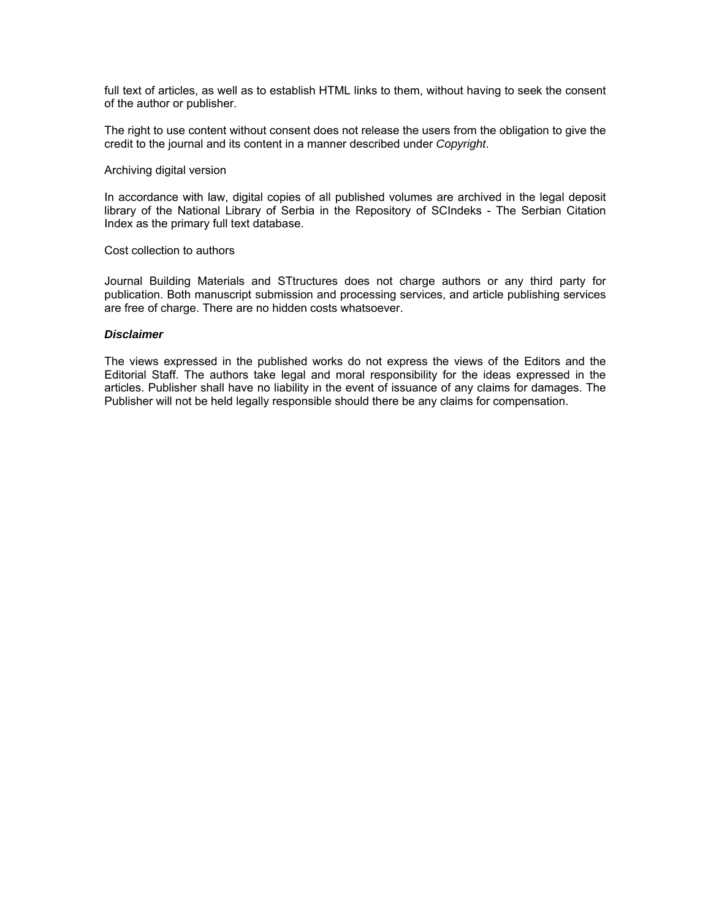full text of articles, as well as to establish HTML links to them, without having to seek the consent of the author or publisher.

The right to use content without consent does not release the users from the obligation to give the credit to the journal and its content in a manner described under *Copyright*.

Archiving digital version

In accordance with law, digital copies of all published volumes are archived in the legal deposit library of the National Library of Serbia in the Repository of SCIndeks - The Serbian Citation Index as the primary full text database.

Cost collection to authors

Journal Building Materials and STtructures does not charge authors or any third party for publication. Both manuscript submission and processing services, and article publishing services are free of charge. There are no hidden costs whatsoever.

***Disclaimer***

The views expressed in the published works do not express the views of the Editors and the Editorial Staff. The authors take legal and moral responsibility for the ideas expressed in the articles. Publisher shall have no liability in the event of issuance of any claims for damages. The Publisher will not be held legally responsible should there be any claims for compensation.